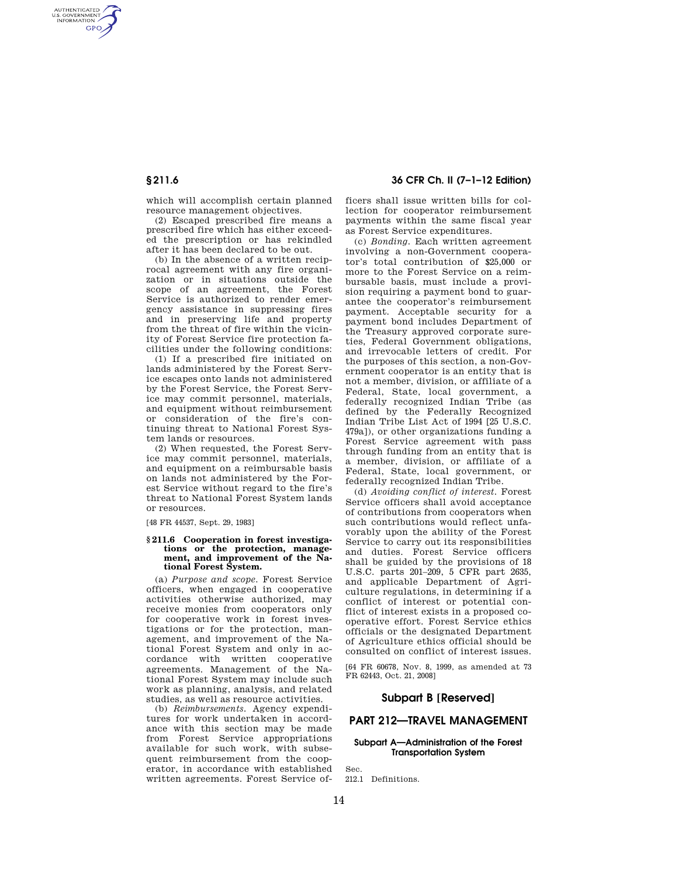which will accomplish certain planned resource management objectives.

(2) Escaped prescribed fire means a prescribed fire which has either exceeded the prescription or has rekindled after it has been declared to be out.

(b) In the absence of a written reciprocal agreement with any fire organization or in situations outside the scope of an agreement, the Forest Service is authorized to render emergency assistance in suppressing fires and in preserving life and property from the threat of fire within the vicinity of Forest Service fire protection facilities under the following conditions:

(1) If a prescribed fire initiated on lands administered by the Forest Service escapes onto lands not administered by the Forest Service, the Forest Service may commit personnel, materials, and equipment without reimbursement or consideration of the fire's continuing threat to National Forest System lands or resources.

(2) When requested, the Forest Service may commit personnel, materials, and equipment on a reimbursable basis on lands not administered by the Forest Service without regard to the fire's threat to National Forest System lands or resources.

[48 FR 44537, Sept. 29, 1983]

### § 211.6 Cooperation in forest investigations or the protection, management, and improvement of the National Forest System.

(a) *Purpose and scope.* Forest Service officers, when engaged in cooperative activities otherwise authorized, may receive monies from cooperators only for cooperative work in forest investigations or for the protection, management, and improvement of the National Forest System and only in accordance with written cooperative agreements. Management of the National Forest System may include such work as planning, analysis, and related studies, as well as resource activities.

(b) *Reimbursements.* Agency expenditures for work undertaken in accordance with this section may be made from Forest Service appropriations available for such work, with subsequent reimbursement from the cooperator, in accordance with established written agreements. Forest Service officers shall issue written bills for collection for cooperator reimbursement payments within the same fiscal year as Forest Service expenditures.

(c) *Bonding.* Each written agreement involving a non-Government cooperator's total contribution of $25,000 or more to the Forest Service on a reimbursable basis, must include a provision requiring a payment bond to guarantee the cooperator's reimbursement payment. Acceptable security for a payment bond includes Department of the Treasury approved corporate sureties, Federal Government obligations, and irrevocable letters of credit. For the purposes of this section, a non-Government cooperator is an entity that is not a member, division, or affiliate of a Federal, State, local government, a federally recognized Indian Tribe (as defined by the Federally Recognized Indian Tribe List Act of 1994 [25 U.S.C. 479a]), or other organizations funding a Forest Service agreement with pass through funding from an entity that is a member, division, or affiliate of a Federal, State, local government, or federally recognized Indian Tribe.

(d) *Avoiding conflict of interest.* Forest Service officers shall avoid acceptance of contributions from cooperators when such contributions would reflect unfavorably upon the ability of the Forest Service to carry out its responsibilities and duties. Forest Service officers shall be guided by the provisions of 18 U.S.C. parts 201–209, 5 CFR part 2635, and applicable Department of Agriculture regulations, in determining if a conflict of interest or potential conflict of interest exists in a proposed cooperative effort. Forest Service ethics officials or the designated Department of Agriculture ethics official should be consulted on conflict of interest issues.

[64 FR 60678, Nov. 8, 1999, as amended at 73 FR 62443, Oct. 21, 2008]

## Subpart B [Reserved]

# PART 212—TRAVEL MANAGEMENT

### Subpart A—Administration of the Forest Transportation System

Sec.

212.1 Definitions.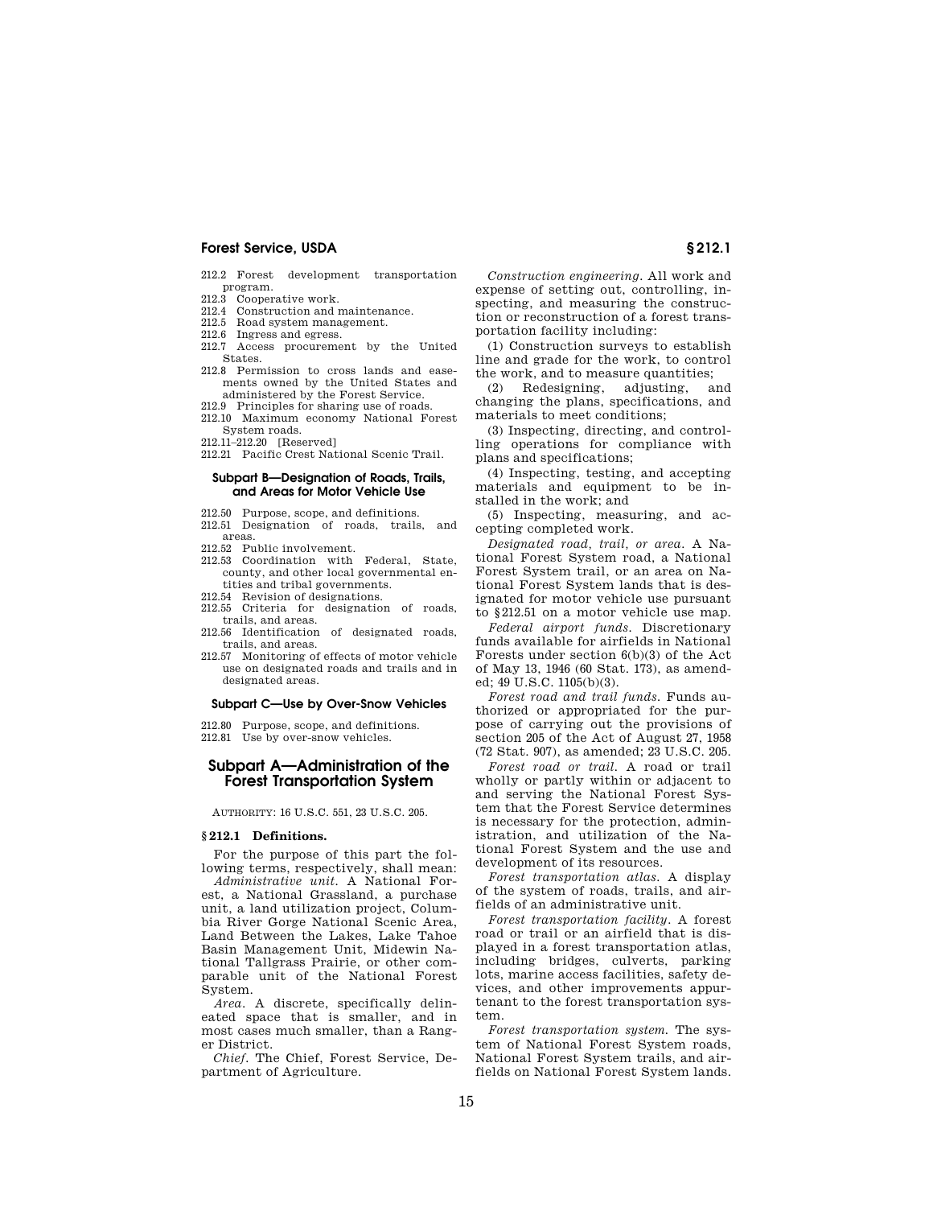212.2 Forest development transportation program.
212.3 Cooperative work.
212.4 Construction and maintenance.
212.5 Road system management.
212.6 Ingress and egress.
212.7 Access procurement by the United States.
212.8 Permission to cross lands and easements owned by the United States and administered by the Forest Service.
212.9 Principles for sharing use of roads.
212.10 Maximum economy National Forest System roads.
212.11–212.20 [Reserved]
212.21 Pacific Crest National Scenic Trail.

#### Subpart B—Designation of Roads, Trails, and Areas for Motor Vehicle Use

212.50 Purpose, scope, and definitions.
212.51 Designation of roads, trails, and areas.
212.52 Public involvement.
212.53 Coordination with Federal, State, county, and other local governmental entities and tribal governments.
212.54 Revision of designations.
212.55 Criteria for designation of roads, trails, and areas.
212.56 Identification of designated roads, trails, and areas.
212.57 Monitoring of effects of motor vehicle use on designated roads and trails and in designated areas.

#### Subpart C—Use by Over-Snow Vehicles

212.80 Purpose, scope, and definitions.
212.81 Use by over-snow vehicles.

## Subpart A—Administration of the Forest Transportation System

AUTHORITY: 16 U.S.C. 551, 23 U.S.C. 205.

### § 212.1 Definitions.

For the purpose of this part the following terms, respectively, shall mean:

*Administrative unit.* A National Forest, a National Grassland, a purchase unit, a land utilization project, Columbia River Gorge National Scenic Area, Land Between the Lakes, Lake Tahoe Basin Management Unit, Midewin National Tallgrass Prairie, or other comparable unit of the National Forest System.

*Area.* A discrete, specifically delineated space that is smaller, and in most cases much smaller, than a Ranger District.

*Chief.* The Chief, Forest Service, Department of Agriculture.

*Construction engineering.* All work and expense of setting out, controlling, inspecting, and measuring the construction or reconstruction of a forest transportation facility including:

(1) Construction surveys to establish line and grade for the work, to control the work, and to measure quantities;

(2) Redesigning, adjusting, and changing the plans, specifications, and materials to meet conditions;

(3) Inspecting, directing, and controlling operations for compliance with plans and specifications;

(4) Inspecting, testing, and accepting materials and equipment to be installed in the work; and

(5) Inspecting, measuring, and accepting completed work.

*Designated road, trail, or area.* A National Forest System road, a National Forest System trail, or an area on National Forest System lands that is designated for motor vehicle use pursuant to §212.51 on a motor vehicle use map.

*Federal airport funds.* Discretionary funds available for airfields in National Forests under section 6(b)(3) of the Act of May 13, 1946 (60 Stat. 173), as amended; 49 U.S.C. 1105(b)(3).

*Forest road and trail funds.* Funds authorized or appropriated for the purpose of carrying out the provisions of section 205 of the Act of August 27, 1958 (72 Stat. 907), as amended; 23 U.S.C. 205.

*Forest road or trail.* A road or trail wholly or partly within or adjacent to and serving the National Forest System that the Forest Service determines is necessary for the protection, administration, and utilization of the National Forest System and the use and development of its resources.

*Forest transportation atlas.* A display of the system of roads, trails, and airfields of an administrative unit.

*Forest transportation facility.* A forest road or trail or an airfield that is displayed in a forest transportation atlas, including bridges, culverts, parking lots, marine access facilities, safety devices, and other improvements appurtenant to the forest transportation system.

*Forest transportation system.* The system of National Forest System roads, National Forest System trails, and airfields on National Forest System lands.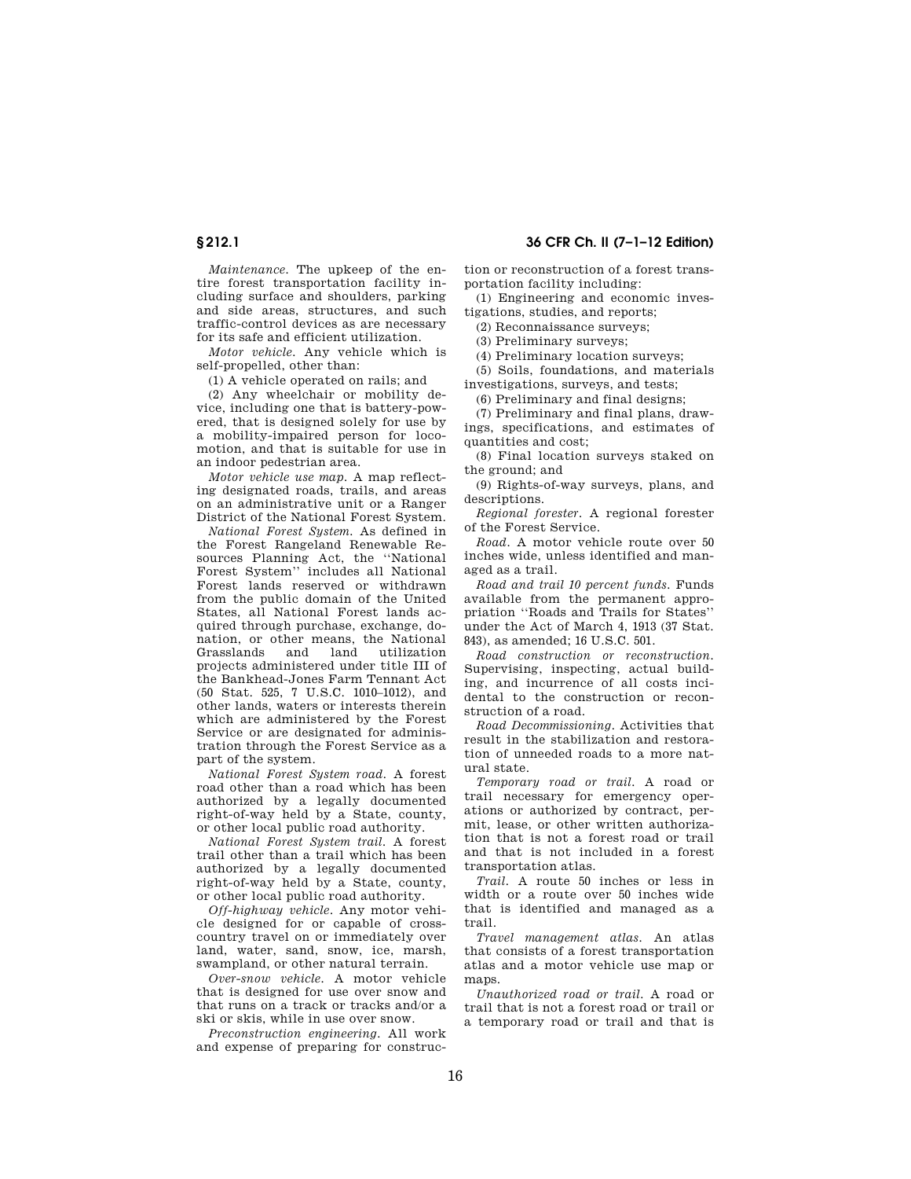*Maintenance.* The upkeep of the entire forest transportation facility including surface and shoulders, parking and side areas, structures, and such traffic-control devices as are necessary for its safe and efficient utilization.

*Motor vehicle.* Any vehicle which is self-propelled, other than:

(1) A vehicle operated on rails; and

(2) Any wheelchair or mobility device, including one that is battery-powered, that is designed solely for use by a mobility-impaired person for locomotion, and that is suitable for use in an indoor pedestrian area.

*Motor vehicle use map.* A map reflecting designated roads, trails, and areas on an administrative unit or a Ranger District of the National Forest System.

*National Forest System.* As defined in the Forest Rangeland Renewable Resources Planning Act, the ''National Forest System'' includes all National Forest lands reserved or withdrawn from the public domain of the United States, all National Forest lands acquired through purchase, exchange, donation, or other means, the National Grasslands and land utilization projects administered under title III of the Bankhead-Jones Farm Tennant Act (50 Stat. 525, 7 U.S.C. 1010–1012), and other lands, waters or interests therein which are administered by the Forest Service or are designated for administration through the Forest Service as a part of the system.

*National Forest System road.* A forest road other than a road which has been authorized by a legally documented right-of-way held by a State, county, or other local public road authority.

*National Forest System trail.* A forest trail other than a trail which has been authorized by a legally documented right-of-way held by a State, county, or other local public road authority.

*Off-highway vehicle.* Any motor vehicle designed for or capable of cross-country travel on or immediately over land, water, sand, snow, ice, marsh, swampland, or other natural terrain.

*Over-snow vehicle.* A motor vehicle that is designed for use over snow and that runs on a track or tracks and/or a ski or skis, while in use over snow.

*Preconstruction engineering.* All work and expense of preparing for construction or reconstruction of a forest transportation facility including:

(1) Engineering and economic investigations, studies, and reports;

(2) Reconnaissance surveys;

(3) Preliminary surveys;

(4) Preliminary location surveys;

(5) Soils, foundations, and materials investigations, surveys, and tests;

(6) Preliminary and final designs;

(7) Preliminary and final plans, drawings, specifications, and estimates of quantities and cost;

(8) Final location surveys staked on the ground; and

(9) Rights-of-way surveys, plans, and descriptions.

*Regional forester.* A regional forester of the Forest Service.

*Road.* A motor vehicle route over 50 inches wide, unless identified and managed as a trail.

*Road and trail 10 percent funds.* Funds available from the permanent appropriation ''Roads and Trails for States'' under the Act of March 4, 1913 (37 Stat. 843), as amended; 16 U.S.C. 501.

*Road construction or reconstruction.* Supervising, inspecting, actual building, and incurrence of all costs incidental to the construction or reconstruction of a road.

*Road Decommissioning.* Activities that result in the stabilization and restoration of unneeded roads to a more natural state.

*Temporary road or trail.* A road or trail necessary for emergency operations or authorized by contract, permit, lease, or other written authorization that is not a forest road or trail and that is not included in a forest transportation atlas.

*Trail.* A route 50 inches or less in width or a route over 50 inches wide that is identified and managed as a trail.

*Travel management atlas.* An atlas that consists of a forest transportation atlas and a motor vehicle use map or maps.

*Unauthorized road or trail.* A road or trail that is not a forest road or trail or a temporary road or trail and that is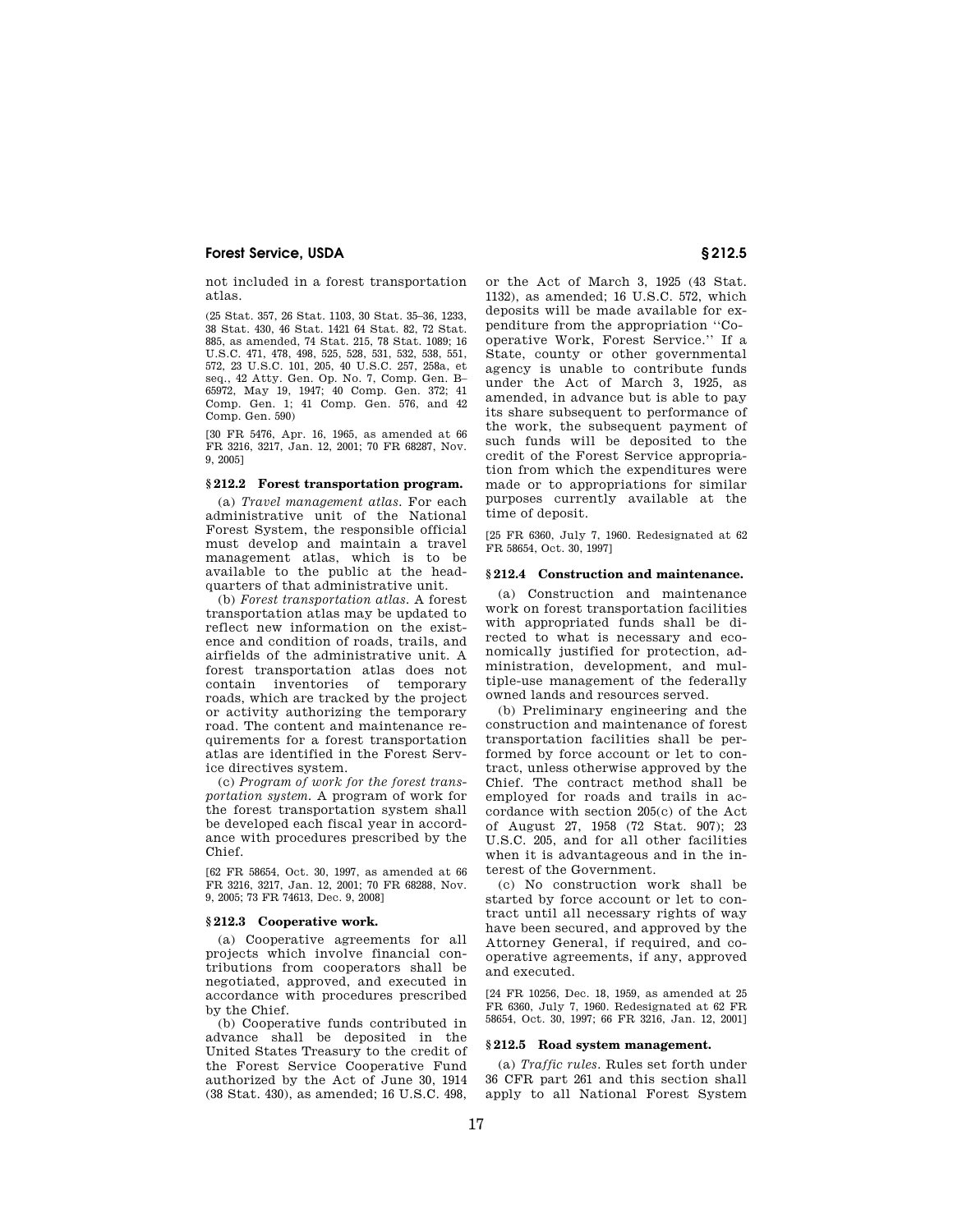not included in a forest transportation atlas.

(25 Stat. 357, 26 Stat. 1103, 30 Stat. 35–36, 1233, 38 Stat. 430, 46 Stat. 1421 64 Stat. 82, 72 Stat. 885, as amended, 74 Stat. 215, 78 Stat. 1089; 16 U.S.C. 471, 478, 498, 525, 528, 531, 532, 538, 551, 572, 23 U.S.C. 101, 205, 40 U.S.C. 257, 258a, et seq., 42 Atty. Gen. Op. No. 7, Comp. Gen. B–65972, May 19, 1947; 40 Comp. Gen. 372; 41 Comp. Gen. 1; 41 Comp. Gen. 576, and 42 Comp. Gen. 590)

[30 FR 5476, Apr. 16, 1965, as amended at 66 FR 3216, 3217, Jan. 12, 2001; 70 FR 68287, Nov. 9, 2005]

### § 212.2 Forest transportation program.

(a) *Travel management atlas.* For each administrative unit of the National Forest System, the responsible official must develop and maintain a travel management atlas, which is to be available to the public at the headquarters of that administrative unit.

(b) *Forest transportation atlas.* A forest transportation atlas may be updated to reflect new information on the existence and condition of roads, trails, and airfields of the administrative unit. A forest transportation atlas does not contain inventories of temporary roads, which are tracked by the project or activity authorizing the temporary road. The content and maintenance requirements for a forest transportation atlas are identified in the Forest Service directives system.

(c) *Program of work for the forest transportation system.* A program of work for the forest transportation system shall be developed each fiscal year in accordance with procedures prescribed by the Chief.

[62 FR 58654, Oct. 30, 1997, as amended at 66 FR 3216, 3217, Jan. 12, 2001; 70 FR 68288, Nov. 9, 2005; 73 FR 74613, Dec. 9, 2008]

### § 212.3 Cooperative work.

(a) Cooperative agreements for all projects which involve financial contributions from cooperators shall be negotiated, approved, and executed in accordance with procedures prescribed by the Chief.

(b) Cooperative funds contributed in advance shall be deposited in the United States Treasury to the credit of the Forest Service Cooperative Fund authorized by the Act of June 30, 1914 (38 Stat. 430), as amended; 16 U.S.C. 498, or the Act of March 3, 1925 (43 Stat. 1132), as amended; 16 U.S.C. 572, which deposits will be made available for expenditure from the appropriation ''Cooperative Work, Forest Service.'' If a State, county or other governmental agency is unable to contribute funds under the Act of March 3, 1925, as amended, in advance but is able to pay its share subsequent to performance of the work, the subsequent payment of such funds will be deposited to the credit of the Forest Service appropriation from which the expenditures were made or to appropriations for similar purposes currently available at the time of deposit.

[25 FR 6360, July 7, 1960. Redesignated at 62 FR 58654, Oct. 30, 1997]

### § 212.4 Construction and maintenance.

(a) Construction and maintenance work on forest transportation facilities with appropriated funds shall be directed to what is necessary and economically justified for protection, administration, development, and multiple-use management of the federally owned lands and resources served.

(b) Preliminary engineering and the construction and maintenance of forest transportation facilities shall be performed by force account or let to contract, unless otherwise approved by the Chief. The contract method shall be employed for roads and trails in accordance with section 205(c) of the Act of August 27, 1958 (72 Stat. 907); 23 U.S.C. 205, and for all other facilities when it is advantageous and in the interest of the Government.

(c) No construction work shall be started by force account or let to contract until all necessary rights of way have been secured, and approved by the Attorney General, if required, and cooperative agreements, if any, approved and executed.

[24 FR 10256, Dec. 18, 1959, as amended at 25 FR 6360, July 7, 1960. Redesignated at 62 FR 58654, Oct. 30, 1997; 66 FR 3216, Jan. 12, 2001]

### § 212.5 Road system management.

(a) *Traffic rules.* Rules set forth under 36 CFR part 261 and this section shall apply to all National Forest System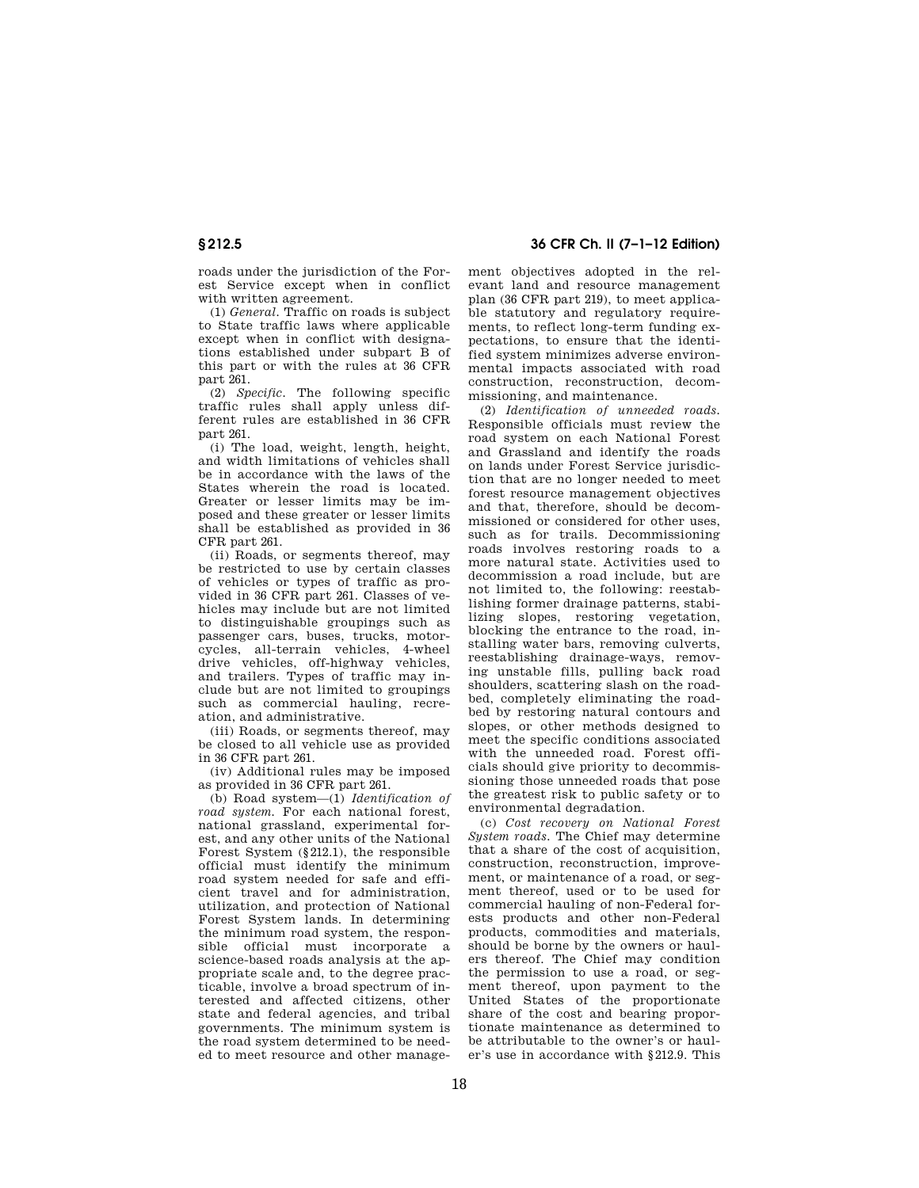roads under the jurisdiction of the Forest Service except when in conflict with written agreement.

(1) *General.* Traffic on roads is subject to State traffic laws where applicable except when in conflict with designations established under subpart B of this part or with the rules at 36 CFR part 261.

(2) *Specific.* The following specific traffic rules shall apply unless different rules are established in 36 CFR part 261.

(i) The load, weight, length, height, and width limitations of vehicles shall be in accordance with the laws of the States wherein the road is located. Greater or lesser limits may be imposed and these greater or lesser limits shall be established as provided in 36 CFR part 261.

(ii) Roads, or segments thereof, may be restricted to use by certain classes of vehicles or types of traffic as provided in 36 CFR part 261. Classes of vehicles may include but are not limited to distinguishable groupings such as passenger cars, buses, trucks, motorcycles, all-terrain vehicles, 4-wheel drive vehicles, off-highway vehicles, and trailers. Types of traffic may include but are not limited to groupings such as commercial hauling, recreation, and administrative.

(iii) Roads, or segments thereof, may be closed to all vehicle use as provided in 36 CFR part 261.

(iv) Additional rules may be imposed as provided in 36 CFR part 261.

(b) Road system—(1) *Identification of road system.* For each national forest, national grassland, experimental forest, and any other units of the National Forest System (§212.1), the responsible official must identify the minimum road system needed for safe and efficient travel and for administration, utilization, and protection of National Forest System lands. In determining the minimum road system, the responsible official must incorporate a science-based roads analysis at the appropriate scale and, to the degree practicable, involve a broad spectrum of interested and affected citizens, other state and federal agencies, and tribal governments. The minimum system is the road system determined to be needed to meet resource and other management objectives adopted in the relevant land and resource management plan (36 CFR part 219), to meet applicable statutory and regulatory requirements, to reflect long-term funding expectations, to ensure that the identified system minimizes adverse environmental impacts associated with road construction, reconstruction, decommissioning, and maintenance.

(2) *Identification of unneeded roads.* Responsible officials must review the road system on each National Forest and Grassland and identify the roads on lands under Forest Service jurisdiction that are no longer needed to meet forest resource management objectives and that, therefore, should be decommissioned or considered for other uses, such as for trails. Decommissioning roads involves restoring roads to a more natural state. Activities used to decommission a road include, but are not limited to, the following: reestablishing former drainage patterns, stabilizing slopes, restoring vegetation, blocking the entrance to the road, installing water bars, removing culverts, reestablishing drainage-ways, removing unstable fills, pulling back road shoulders, scattering slash on the roadbed, completely eliminating the roadbed by restoring natural contours and slopes, or other methods designed to meet the specific conditions associated with the unneeded road. Forest officials should give priority to decommissioning those unneeded roads that pose the greatest risk to public safety or to environmental degradation.

(c) *Cost recovery on National Forest System roads.* The Chief may determine that a share of the cost of acquisition, construction, reconstruction, improvement, or maintenance of a road, or segment thereof, used or to be used for commercial hauling of non-Federal forests products and other non-Federal products, commodities and materials, should be borne by the owners or haulers thereof. The Chief may condition the permission to use a road, or segment thereof, upon payment to the United States of the proportionate share of the cost and bearing proportionate maintenance as determined to be attributable to the owner's or hauler's use in accordance with §212.9. This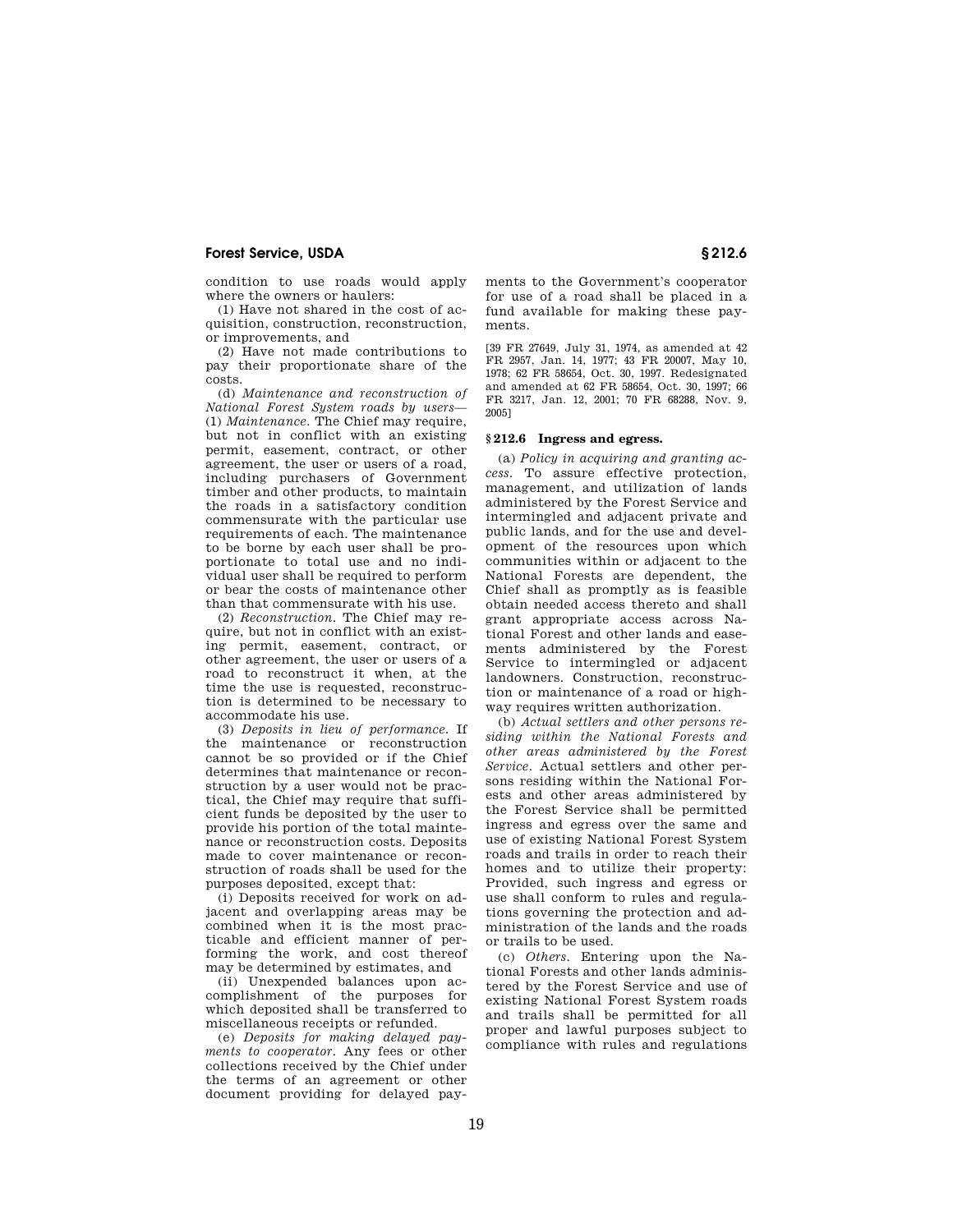condition to use roads would apply where the owners or haulers:

(1) Have not shared in the cost of acquisition, construction, reconstruction, or improvements, and

(2) Have not made contributions to pay their proportionate share of the costs.

(d) *Maintenance and reconstruction of National Forest System roads by users*—(1) *Maintenance.* The Chief may require, but not in conflict with an existing permit, easement, contract, or other agreement, the user or users of a road, including purchasers of Government timber and other products, to maintain the roads in a satisfactory condition commensurate with the particular use requirements of each. The maintenance to be borne by each user shall be proportionate to total use and no individual user shall be required to perform or bear the costs of maintenance other than that commensurate with his use.

(2) *Reconstruction.* The Chief may require, but not in conflict with an existing permit, easement, contract, or other agreement, the user or users of a road to reconstruct it when, at the time the use is requested, reconstruction is determined to be necessary to accommodate his use.

(3) *Deposits in lieu of performance.* If the maintenance or reconstruction cannot be so provided or if the Chief determines that maintenance or reconstruction by a user would not be practical, the Chief may require that sufficient funds be deposited by the user to provide his portion of the total maintenance or reconstruction costs. Deposits made to cover maintenance or reconstruction of roads shall be used for the purposes deposited, except that:

(i) Deposits received for work on adjacent and overlapping areas may be combined when it is the most practicable and efficient manner of performing the work, and cost thereof may be determined by estimates, and

(ii) Unexpended balances upon accomplishment of the purposes for which deposited shall be transferred to miscellaneous receipts or refunded.

(e) *Deposits for making delayed payments to cooperator.* Any fees or other collections received by the Chief under the terms of an agreement or other document providing for delayed payments to the Government's cooperator for use of a road shall be placed in a fund available for making these payments.

[39 FR 27649, July 31, 1974, as amended at 42 FR 2957, Jan. 14, 1977; 43 FR 20007, May 10, 1978; 62 FR 58654, Oct. 30, 1997. Redesignated and amended at 62 FR 58654, Oct. 30, 1997; 66 FR 3217, Jan. 12, 2001; 70 FR 68288, Nov. 9, 2005]

## § 212.6 Ingress and egress.

(a) *Policy in acquiring and granting access.* To assure effective protection, management, and utilization of lands administered by the Forest Service and intermingled and adjacent private and public lands, and for the use and development of the resources upon which communities within or adjacent to the National Forests are dependent, the Chief shall as promptly as is feasible obtain needed access thereto and shall grant appropriate access across National Forest and other lands and easements administered by the Forest Service to intermingled or adjacent landowners. Construction, reconstruction or maintenance of a road or highway requires written authorization.

(b) *Actual settlers and other persons residing within the National Forests and other areas administered by the Forest Service.* Actual settlers and other persons residing within the National Forests and other areas administered by the Forest Service shall be permitted ingress and egress over the same and use of existing National Forest System roads and trails in order to reach their homes and to utilize their property: Provided, such ingress and egress or use shall conform to rules and regulations governing the protection and administration of the lands and the roads or trails to be used.

(c) *Others.* Entering upon the National Forests and other lands administered by the Forest Service and use of existing National Forest System roads and trails shall be permitted for all proper and lawful purposes subject to compliance with rules and regulations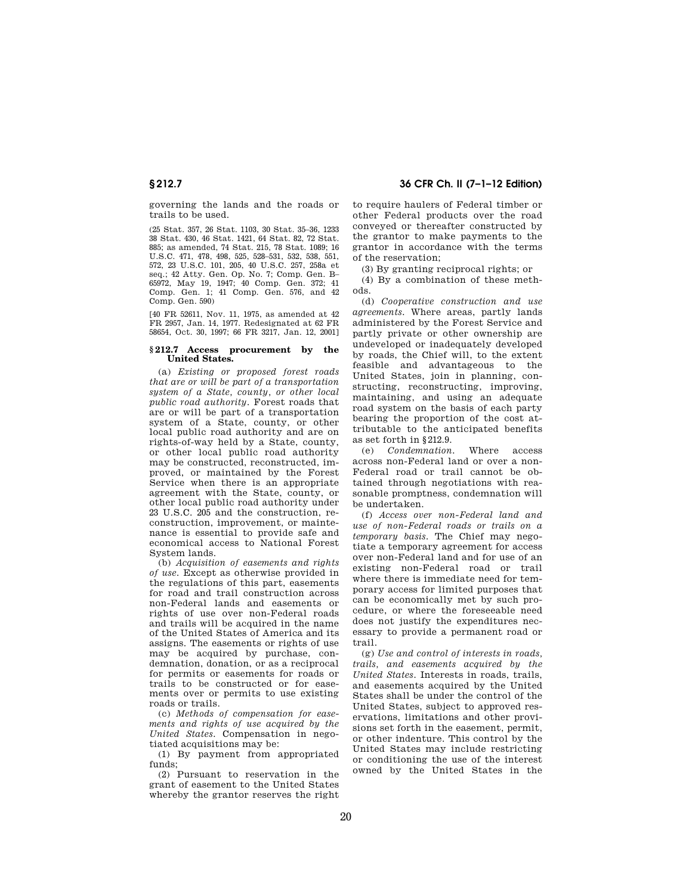governing the lands and the roads or trails to be used.

(25 Stat. 357, 26 Stat. 1103, 30 Stat. 35–36, 1233 38 Stat. 430, 46 Stat. 1421, 64 Stat. 82, 72 Stat. 885; as amended, 74 Stat. 215, 78 Stat. 1089; 16 U.S.C. 471, 478, 498, 525, 528–531, 532, 538, 551, 572, 23 U.S.C. 101, 205, 40 U.S.C. 257, 258a et seq.; 42 Atty. Gen. Op. No. 7; Comp. Gen. B–65972, May 19, 1947; 40 Comp. Gen. 372; 41 Comp. Gen. 1; 41 Comp. Gen. 576, and 42 Comp. Gen. 590)

[40 FR 52611, Nov. 11, 1975, as amended at 42 FR 2957, Jan. 14, 1977. Redesignated at 62 FR 58654, Oct. 30, 1997; 66 FR 3217, Jan. 12, 2001]

### § 212.7 Access procurement by the United States.

(a) *Existing or proposed forest roads that are or will be part of a transportation system of a State, county, or other local public road authority.* Forest roads that are or will be part of a transportation system of a State, county, or other local public road authority and are on rights-of-way held by a State, county, or other local public road authority may be constructed, reconstructed, improved, or maintained by the Forest Service when there is an appropriate agreement with the State, county, or other local public road authority under 23 U.S.C. 205 and the construction, reconstruction, improvement, or maintenance is essential to provide safe and economical access to National Forest System lands.

(b) *Acquisition of easements and rights of use.* Except as otherwise provided in the regulations of this part, easements for road and trail construction across non-Federal lands and easements or rights of use over non-Federal roads and trails will be acquired in the name of the United States of America and its assigns. The easements or rights of use may be acquired by purchase, condemnation, donation, or as a reciprocal for permits or easements for roads or trails to be constructed or for easements over or permits to use existing roads or trails.

(c) *Methods of compensation for easements and rights of use acquired by the United States.* Compensation in negotiated acquisitions may be:

(1) By payment from appropriated funds;

(2) Pursuant to reservation in the grant of easement to the United States whereby the grantor reserves the right to require haulers of Federal timber or other Federal products over the road conveyed or thereafter constructed by the grantor to make payments to the grantor in accordance with the terms of the reservation;

(3) By granting reciprocal rights; or

(4) By a combination of these methods.

(d) *Cooperative construction and use agreements.* Where areas, partly lands administered by the Forest Service and partly private or other ownership are undeveloped or inadequately developed by roads, the Chief will, to the extent feasible and advantageous to the United States, join in planning, constructing, reconstructing, improving, maintaining, and using an adequate road system on the basis of each party bearing the proportion of the cost attributable to the anticipated benefits as set forth in §212.9.

(e) *Condemnation.* Where access across non-Federal land or over a non-Federal road or trail cannot be obtained through negotiations with reasonable promptness, condemnation will be undertaken.

(f) *Access over non-Federal land and use of non-Federal roads or trails on a temporary basis.* The Chief may negotiate a temporary agreement for access over non-Federal land and for use of an existing non-Federal road or trail where there is immediate need for temporary access for limited purposes that can be economically met by such procedure, or where the foreseeable need does not justify the expenditures necessary to provide a permanent road or trail.

(g) *Use and control of interests in roads, trails, and easements acquired by the United States.* Interests in roads, trails, and easements acquired by the United States shall be under the control of the United States, subject to approved reservations, limitations and other provisions set forth in the easement, permit, or other indenture. This control by the United States may include restricting or conditioning the use of the interest owned by the United States in the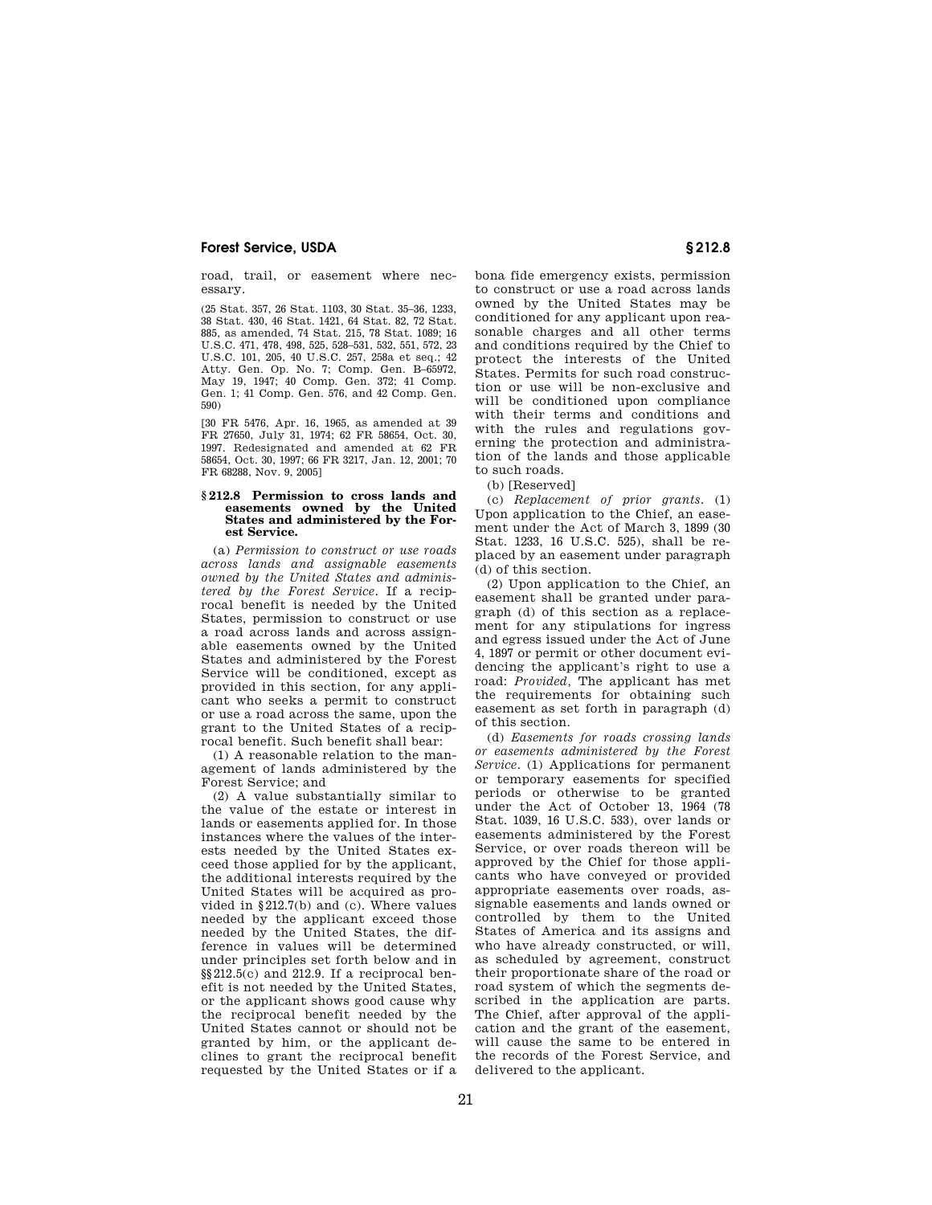road, trail, or easement where necessary.

(25 Stat. 357, 26 Stat. 1103, 30 Stat. 35–36, 1233, 38 Stat. 430, 46 Stat. 1421, 64 Stat. 82, 72 Stat. 885, as amended, 74 Stat. 215, 78 Stat. 1089; 16 U.S.C. 471, 478, 498, 525, 528–531, 532, 551, 572, 23 U.S.C. 101, 205, 40 U.S.C. 257, 258a et seq.; 42 Atty. Gen. Op. No. 7; Comp. Gen. B–65972, May 19, 1947; 40 Comp. Gen. 372; 41 Comp. Gen. 1; 41 Comp. Gen. 576, and 42 Comp. Gen. 590)

[30 FR 5476, Apr. 16, 1965, as amended at 39 FR 27650, July 31, 1974; 62 FR 58654, Oct. 30, 1997. Redesignated and amended at 62 FR 58654, Oct. 30, 1997; 66 FR 3217, Jan. 12, 2001; 70 FR 68288, Nov. 9, 2005]

### § 212.8 Permission to cross lands and easements owned by the United States and administered by the Forest Service.

(a) *Permission to construct or use roads across lands and assignable easements owned by the United States and administered by the Forest Service.* If a reciprocal benefit is needed by the United States, permission to construct or use a road across lands and across assignable easements owned by the United States and administered by the Forest Service will be conditioned, except as provided in this section, for any applicant who seeks a permit to construct or use a road across the same, upon the grant to the United States of a reciprocal benefit. Such benefit shall bear:

(1) A reasonable relation to the management of lands administered by the Forest Service; and

(2) A value substantially similar to the value of the estate or interest in lands or easements applied for. In those instances where the values of the interests needed by the United States exceed those applied for by the applicant, the additional interests required by the United States will be acquired as provided in §212.7(b) and (c). Where values needed by the applicant exceed those needed by the United States, the difference in values will be determined under principles set forth below and in §§212.5(c) and 212.9. If a reciprocal benefit is not needed by the United States, or the applicant shows good cause why the reciprocal benefit needed by the United States cannot or should not be granted by him, or the applicant declines to grant the reciprocal benefit requested by the United States or if a bona fide emergency exists, permission to construct or use a road across lands owned by the United States may be conditioned for any applicant upon reasonable charges and all other terms and conditions required by the Chief to protect the interests of the United States. Permits for such road construction or use will be non-exclusive and will be conditioned upon compliance with their terms and conditions and with the rules and regulations governing the protection and administration of the lands and those applicable to such roads.

(b) [Reserved]

(c) *Replacement of prior grants.* (1) Upon application to the Chief, an easement under the Act of March 3, 1899 (30 Stat. 1233, 16 U.S.C. 525), shall be replaced by an easement under paragraph (d) of this section.

(2) Upon application to the Chief, an easement shall be granted under paragraph (d) of this section as a replacement for any stipulations for ingress and egress issued under the Act of June 4, 1897 or permit or other document evidencing the applicant's right to use a road: *Provided,* The applicant has met the requirements for obtaining such easement as set forth in paragraph (d) of this section.

(d) *Easements for roads crossing lands or easements administered by the Forest Service.* (1) Applications for permanent or temporary easements for specified periods or otherwise to be granted under the Act of October 13, 1964 (78 Stat. 1039, 16 U.S.C. 533), over lands or easements administered by the Forest Service, or over roads thereon will be approved by the Chief for those applicants who have conveyed or provided appropriate easements over roads, assignable easements and lands owned or controlled by them to the United States of America and its assigns and who have already constructed, or will, as scheduled by agreement, construct their proportionate share of the road or road system of which the segments described in the application are parts. The Chief, after approval of the application and the grant of the easement, will cause the same to be entered in the records of the Forest Service, and delivered to the applicant.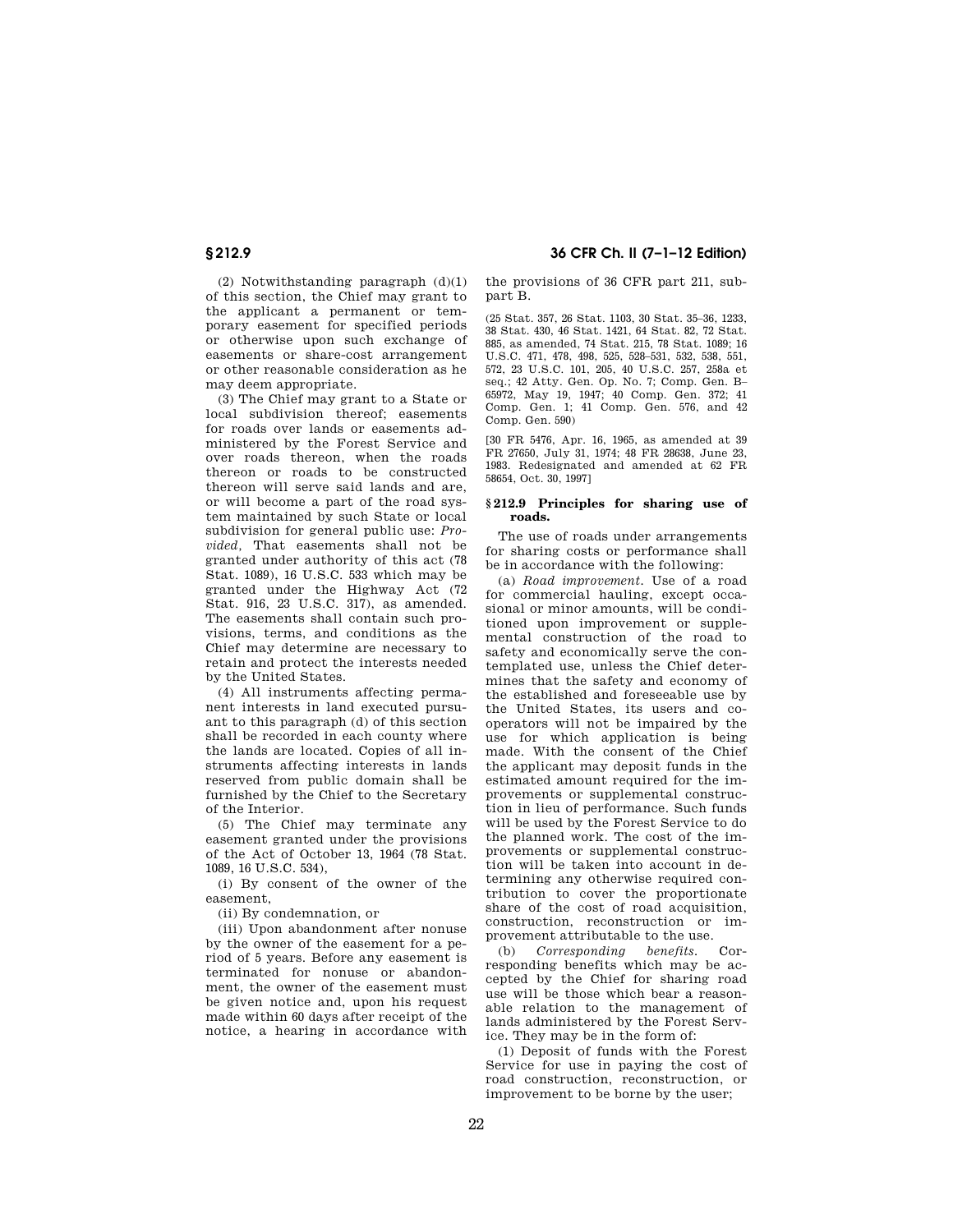(2) Notwithstanding paragraph (d)(1) of this section, the Chief may grant to the applicant a permanent or temporary easement for specified periods or otherwise upon such exchange of easements or share-cost arrangement or other reasonable consideration as he may deem appropriate.

(3) The Chief may grant to a State or local subdivision thereof; easements for roads over lands or easements administered by the Forest Service and over roads thereon, when the roads thereon or roads to be constructed thereon will serve said lands and are, or will become a part of the road system maintained by such State or local subdivision for general public use: *Provided,* That easements shall not be granted under authority of this act (78 Stat. 1089), 16 U.S.C. 533 which may be granted under the Highway Act (72 Stat. 916, 23 U.S.C. 317), as amended. The easements shall contain such provisions, terms, and conditions as the Chief may determine are necessary to retain and protect the interests needed by the United States.

(4) All instruments affecting permanent interests in land executed pursuant to this paragraph (d) of this section shall be recorded in each county where the lands are located. Copies of all instruments affecting interests in lands reserved from public domain shall be furnished by the Chief to the Secretary of the Interior.

(5) The Chief may terminate any easement granted under the provisions of the Act of October 13, 1964 (78 Stat. 1089, 16 U.S.C. 534),

(i) By consent of the owner of the easement,

(ii) By condemnation, or

(iii) Upon abandonment after nonuse by the owner of the easement for a period of 5 years. Before any easement is terminated for nonuse or abandonment, the owner of the easement must be given notice and, upon his request made within 60 days after receipt of the notice, a hearing in accordance with the provisions of 36 CFR part 211, subpart B.

(25 Stat. 357, 26 Stat. 1103, 30 Stat. 35–36, 1233, 38 Stat. 430, 46 Stat. 1421, 64 Stat. 82, 72 Stat. 885, as amended, 74 Stat. 215, 78 Stat. 1089; 16 U.S.C. 471, 478, 498, 525, 528–531, 532, 538, 551, 572, 23 U.S.C. 101, 205, 40 U.S.C. 257, 258a et seq.; 42 Atty. Gen. Op. No. 7; Comp. Gen. B–65972, May 19, 1947; 40 Comp. Gen. 372; 41 Comp. Gen. 1; 41 Comp. Gen. 576, and 42 Comp. Gen. 590)

[30 FR 5476, Apr. 16, 1965, as amended at 39 FR 27650, July 31, 1974; 48 FR 28638, June 23, 1983. Redesignated and amended at 62 FR 58654, Oct. 30, 1997]

## § 212.9 Principles for sharing use of roads.

The use of roads under arrangements for sharing costs or performance shall be in accordance with the following:

(a) *Road improvement.* Use of a road for commercial hauling, except occasional or minor amounts, will be conditioned upon improvement or supplemental construction of the road to safety and economically serve the contemplated use, unless the Chief determines that the safety and economy of the established and foreseeable use by the United States, its users and cooperators will not be impaired by the use for which application is being made. With the consent of the Chief the applicant may deposit funds in the estimated amount required for the improvements or supplemental construction in lieu of performance. Such funds will be used by the Forest Service to do the planned work. The cost of the improvements or supplemental construction will be taken into account in determining any otherwise required contribution to cover the proportionate share of the cost of road acquisition, construction, reconstruction or improvement attributable to the use.

(b) *Corresponding benefits.* Corresponding benefits which may be accepted by the Chief for sharing road use will be those which bear a reasonable relation to the management of lands administered by the Forest Service. They may be in the form of:

(1) Deposit of funds with the Forest Service for use in paying the cost of road construction, reconstruction, or improvement to be borne by the user;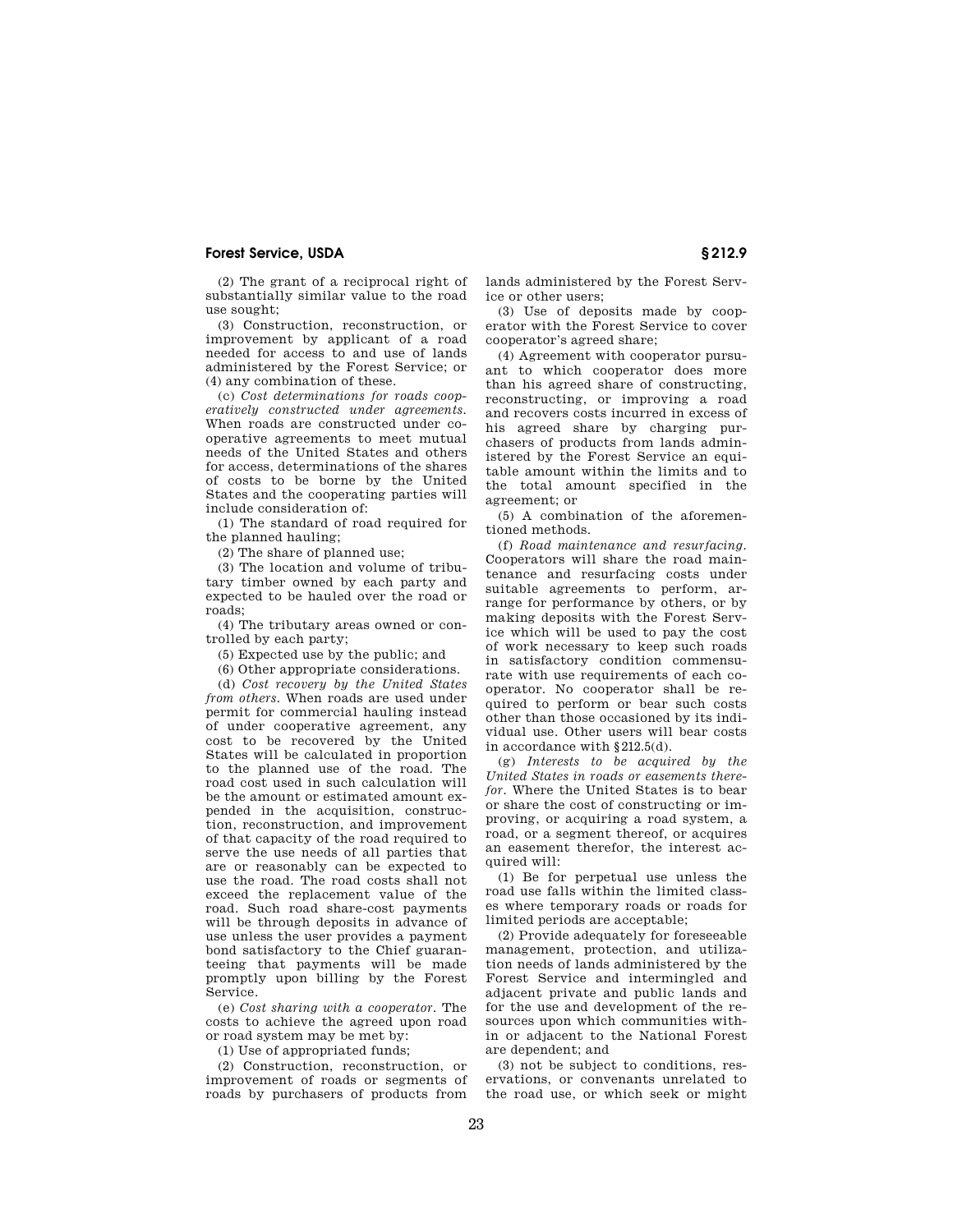(2) The grant of a reciprocal right of substantially similar value to the road use sought;

(3) Construction, reconstruction, or improvement by applicant of a road needed for access to and use of lands administered by the Forest Service; or (4) any combination of these.

(c) *Cost determinations for roads cooperatively constructed under agreements.* When roads are constructed under cooperative agreements to meet mutual needs of the United States and others for access, determinations of the shares of costs to be borne by the United States and the cooperating parties will include consideration of:

(1) The standard of road required for the planned hauling;

(2) The share of planned use;

(3) The location and volume of tributary timber owned by each party and expected to be hauled over the road or roads;

(4) The tributary areas owned or controlled by each party;

(5) Expected use by the public; and

(6) Other appropriate considerations.

(d) *Cost recovery by the United States from others.* When roads are used under permit for commercial hauling instead of under cooperative agreement, any cost to be recovered by the United States will be calculated in proportion to the planned use of the road. The road cost used in such calculation will be the amount or estimated amount expended in the acquisition, construction, reconstruction, and improvement of that capacity of the road required to serve the use needs of all parties that are or reasonably can be expected to use the road. The road costs shall not exceed the replacement value of the road. Such road share-cost payments will be through deposits in advance of use unless the user provides a payment bond satisfactory to the Chief guaranteeing that payments will be made promptly upon billing by the Forest Service.

(e) *Cost sharing with a cooperator.* The costs to achieve the agreed upon road or road system may be met by:

(1) Use of appropriated funds;

(2) Construction, reconstruction, or improvement of roads or segments of roads by purchasers of products from lands administered by the Forest Service or other users;

(3) Use of deposits made by cooperator with the Forest Service to cover cooperator's agreed share;

(4) Agreement with cooperator pursuant to which cooperator does more than his agreed share of constructing, reconstructing, or improving a road and recovers costs incurred in excess of his agreed share by charging purchasers of products from lands administered by the Forest Service an equitable amount within the limits and to the total amount specified in the agreement; or

(5) A combination of the aforementioned methods.

(f) *Road maintenance and resurfacing.* Cooperators will share the road maintenance and resurfacing costs under suitable agreements to perform, arrange for performance by others, or by making deposits with the Forest Service which will be used to pay the cost of work necessary to keep such roads in satisfactory condition commensurate with use requirements of each cooperator. No cooperator shall be required to perform or bear such costs other than those occasioned by its individual use. Other users will bear costs in accordance with §212.5(d).

(g) *Interests to be acquired by the United States in roads or easements therefor.* Where the United States is to bear or share the cost of constructing or improving, or acquiring a road system, a road, or a segment thereof, or acquires an easement therefor, the interest acquired will:

(1) Be for perpetual use unless the road use falls within the limited classes where temporary roads or roads for limited periods are acceptable;

(2) Provide adequately for foreseeable management, protection, and utilization needs of lands administered by the Forest Service and intermingled and adjacent private and public lands and for the use and development of the resources upon which communities within or adjacent to the National Forest are dependent; and

(3) not be subject to conditions, reservations, or convenants unrelated to the road use, or which seek or might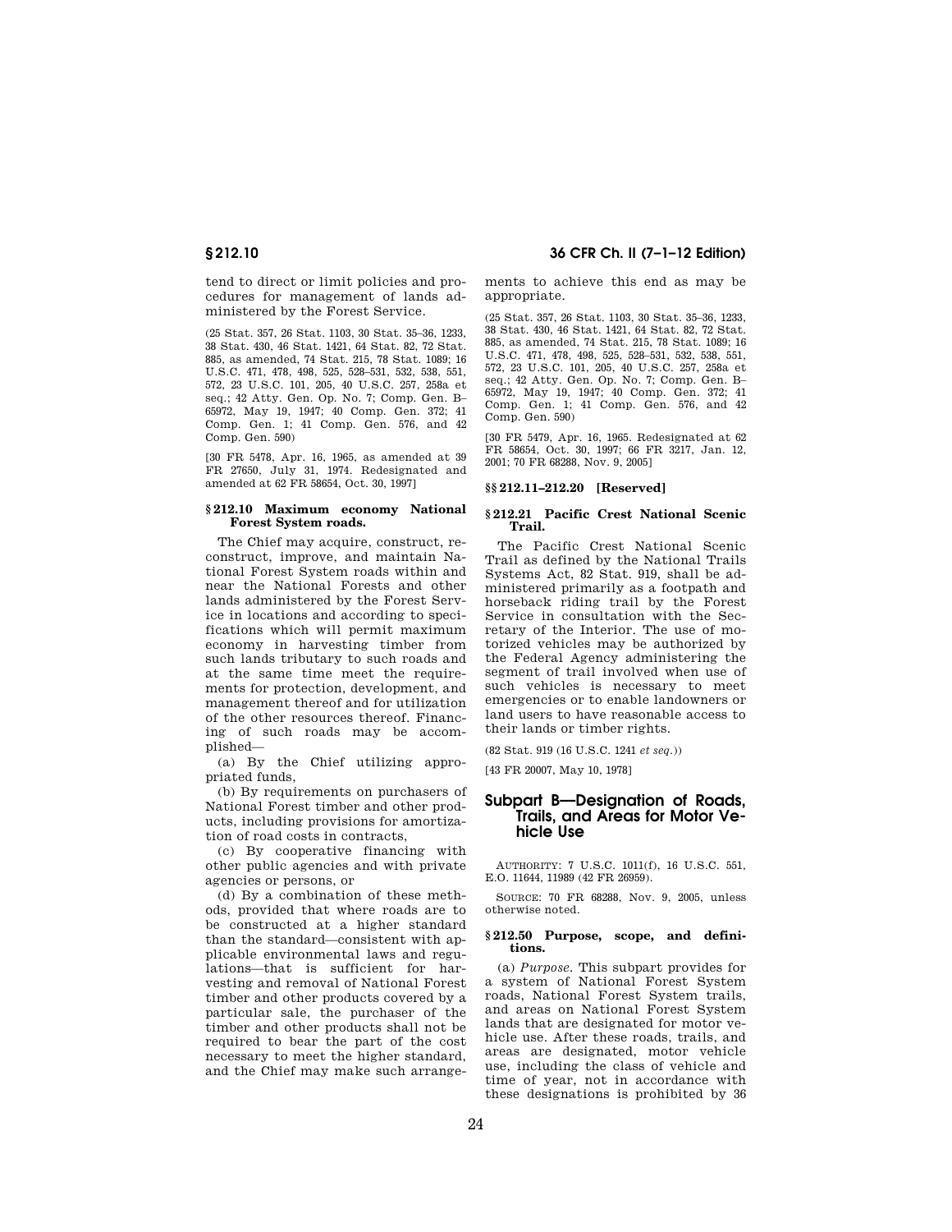tend to direct or limit policies and procedures for management of lands administered by the Forest Service.

(25 Stat. 357, 26 Stat. 1103, 30 Stat. 35–36, 1233, 38 Stat. 430, 46 Stat. 1421, 64 Stat. 82, 72 Stat. 885, as amended, 74 Stat. 215, 78 Stat. 1089; 16 U.S.C. 471, 478, 498, 525, 528–531, 532, 538, 551, 572, 23 U.S.C. 101, 205, 40 U.S.C. 257, 258a et seq.; 42 Atty. Gen. Op. No. 7; Comp. Gen. B–65972, May 19, 1947; 40 Comp. Gen. 372; 41 Comp. Gen. 1; 41 Comp. Gen. 576, and 42 Comp. Gen. 590)

[30 FR 5478, Apr. 16, 1965, as amended at 39 FR 27650, July 31, 1974. Redesignated and amended at 62 FR 58654, Oct. 30, 1997]

### § 212.10 Maximum economy National Forest System roads.

The Chief may acquire, construct, reconstruct, improve, and maintain National Forest System roads within and near the National Forests and other lands administered by the Forest Service in locations and according to specifications which will permit maximum economy in harvesting timber from such lands tributary to such roads and at the same time meet the requirements for protection, development, and management thereof and for utilization of the other resources thereof. Financing of such roads may be accomplished—

(a) By the Chief utilizing appropriated funds,

(b) By requirements on purchasers of National Forest timber and other products, including provisions for amortization of road costs in contracts,

(c) By cooperative financing with other public agencies and with private agencies or persons, or

(d) By a combination of these methods, provided that where roads are to be constructed at a higher standard than the standard—consistent with applicable environmental laws and regulations—that is sufficient for harvesting and removal of National Forest timber and other products covered by a particular sale, the purchaser of the timber and other products shall not be required to bear the part of the cost necessary to meet the higher standard, and the Chief may make such arrangements to achieve this end as may be appropriate.

(25 Stat. 357, 26 Stat. 1103, 30 Stat. 35–36, 1233, 38 Stat. 430, 46 Stat. 1421, 64 Stat. 82, 72 Stat. 885, as amended, 74 Stat. 215, 78 Stat. 1089; 16 U.S.C. 471, 478, 498, 525, 528–531, 532, 538, 551, 572, 23 U.S.C. 101, 205, 40 U.S.C. 257, 258a et seq.; 42 Atty. Gen. Op. No. 7; Comp. Gen. B–65972, May 19, 1947; 40 Comp. Gen. 372; 41 Comp. Gen. 1; 41 Comp. Gen. 576, and 42 Comp. Gen. 590)

[30 FR 5479, Apr. 16, 1965. Redesignated at 62 FR 58654, Oct. 30, 1997; 66 FR 3217, Jan. 12, 2001; 70 FR 68288, Nov. 9, 2005]

### §§ 212.11–212.20 [Reserved]

### § 212.21 Pacific Crest National Scenic Trail.

The Pacific Crest National Scenic Trail as defined by the National Trails Systems Act, 82 Stat. 919, shall be administered primarily as a footpath and horseback riding trail by the Forest Service in consultation with the Secretary of the Interior. The use of motorized vehicles may be authorized by the Federal Agency administering the segment of trail involved when use of such vehicles is necessary to meet emergencies or to enable landowners or land users to have reasonable access to their lands or timber rights.

(82 Stat. 919 (16 U.S.C. 1241 *et seq.*))

[43 FR 20007, May 10, 1978]

## Subpart B—Designation of Roads, Trails, and Areas for Motor Vehicle Use

AUTHORITY: 7 U.S.C. 1011(f), 16 U.S.C. 551, E.O. 11644, 11989 (42 FR 26959).

SOURCE: 70 FR 68288, Nov. 9, 2005, unless otherwise noted.

### § 212.50 Purpose, scope, and definitions.

(a) *Purpose.* This subpart provides for a system of National Forest System roads, National Forest System trails, and areas on National Forest System lands that are designated for motor vehicle use. After these roads, trails, and areas are designated, motor vehicle use, including the class of vehicle and time of year, not in accordance with these designations is prohibited by 36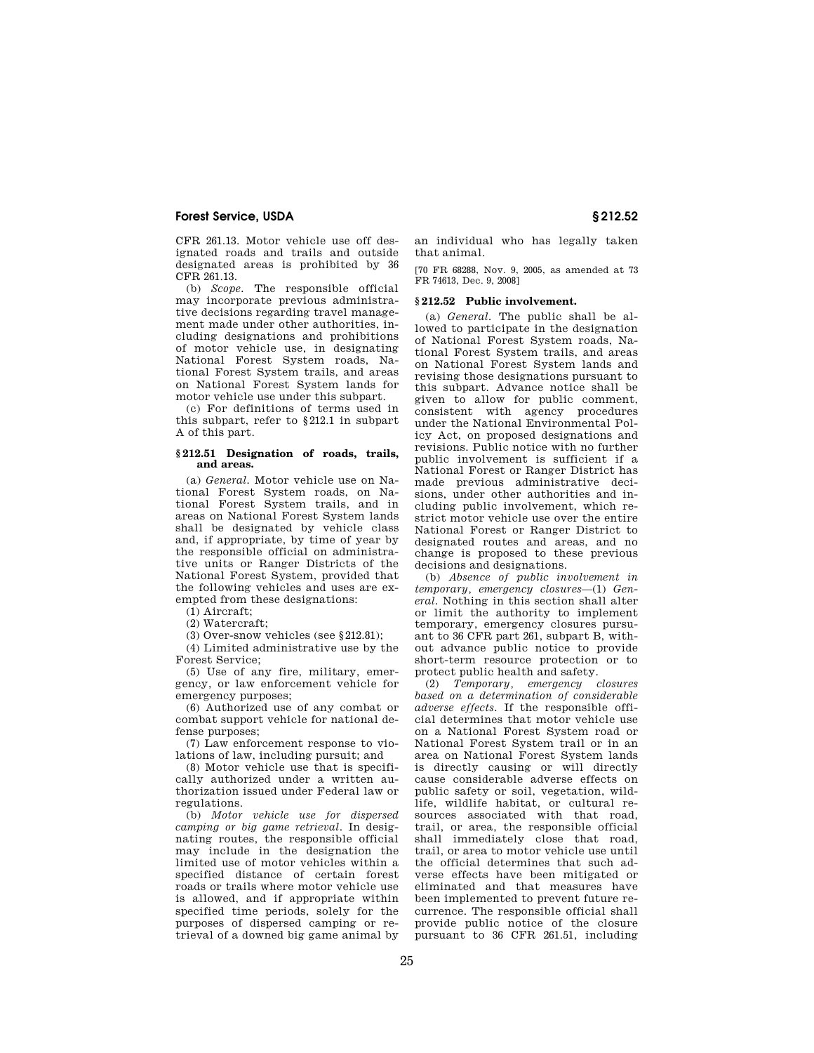CFR 261.13. Motor vehicle use off designated roads and trails and outside designated areas is prohibited by 36 CFR 261.13.

(b) *Scope.* The responsible official may incorporate previous administrative decisions regarding travel management made under other authorities, including designations and prohibitions of motor vehicle use, in designating National Forest System roads, National Forest System trails, and areas on National Forest System lands for motor vehicle use under this subpart.

(c) For definitions of terms used in this subpart, refer to §212.1 in subpart A of this part.

### §212.51 Designation of roads, trails, and areas.

(a) *General.* Motor vehicle use on National Forest System roads, on National Forest System trails, and in areas on National Forest System lands shall be designated by vehicle class and, if appropriate, by time of year by the responsible official on administrative units or Ranger Districts of the National Forest System, provided that the following vehicles and uses are exempted from these designations:

(1) Aircraft;

(2) Watercraft;

(3) Over-snow vehicles (see §212.81);

(4) Limited administrative use by the Forest Service;

(5) Use of any fire, military, emergency, or law enforcement vehicle for emergency purposes;

(6) Authorized use of any combat or combat support vehicle for national defense purposes;

(7) Law enforcement response to violations of law, including pursuit; and

(8) Motor vehicle use that is specifically authorized under a written authorization issued under Federal law or regulations.

(b) *Motor vehicle use for dispersed camping or big game retrieval.* In designating routes, the responsible official may include in the designation the limited use of motor vehicles within a specified distance of certain forest roads or trails where motor vehicle use is allowed, and if appropriate within specified time periods, solely for the purposes of dispersed camping or retrieval of a downed big game animal by an individual who has legally taken that animal.

[70 FR 68288, Nov. 9, 2005, as amended at 73 FR 74613, Dec. 9, 2008]

### §212.52 Public involvement.

(a) *General.* The public shall be allowed to participate in the designation of National Forest System roads, National Forest System trails, and areas on National Forest System lands and revising those designations pursuant to this subpart. Advance notice shall be given to allow for public comment, consistent with agency procedures under the National Environmental Policy Act, on proposed designations and revisions. Public notice with no further public involvement is sufficient if a National Forest or Ranger District has made previous administrative decisions, under other authorities and including public involvement, which restrict motor vehicle use over the entire National Forest or Ranger District to designated routes and areas, and no change is proposed to these previous decisions and designations.

(b) *Absence of public involvement in temporary, emergency closures*—(1) *General.* Nothing in this section shall alter or limit the authority to implement temporary, emergency closures pursuant to 36 CFR part 261, subpart B, without advance public notice to provide short-term resource protection or to protect public health and safety.

(2) *Temporary, emergency closures based on a determination of considerable adverse effects.* If the responsible official determines that motor vehicle use on a National Forest System road or National Forest System trail or in an area on National Forest System lands is directly causing or will directly cause considerable adverse effects on public safety or soil, vegetation, wildlife, wildlife habitat, or cultural resources associated with that road, trail, or area, the responsible official shall immediately close that road, trail, or area to motor vehicle use until the official determines that such adverse effects have been mitigated or eliminated and that measures have been implemented to prevent future recurrence. The responsible official shall provide public notice of the closure pursuant to 36 CFR 261.51, including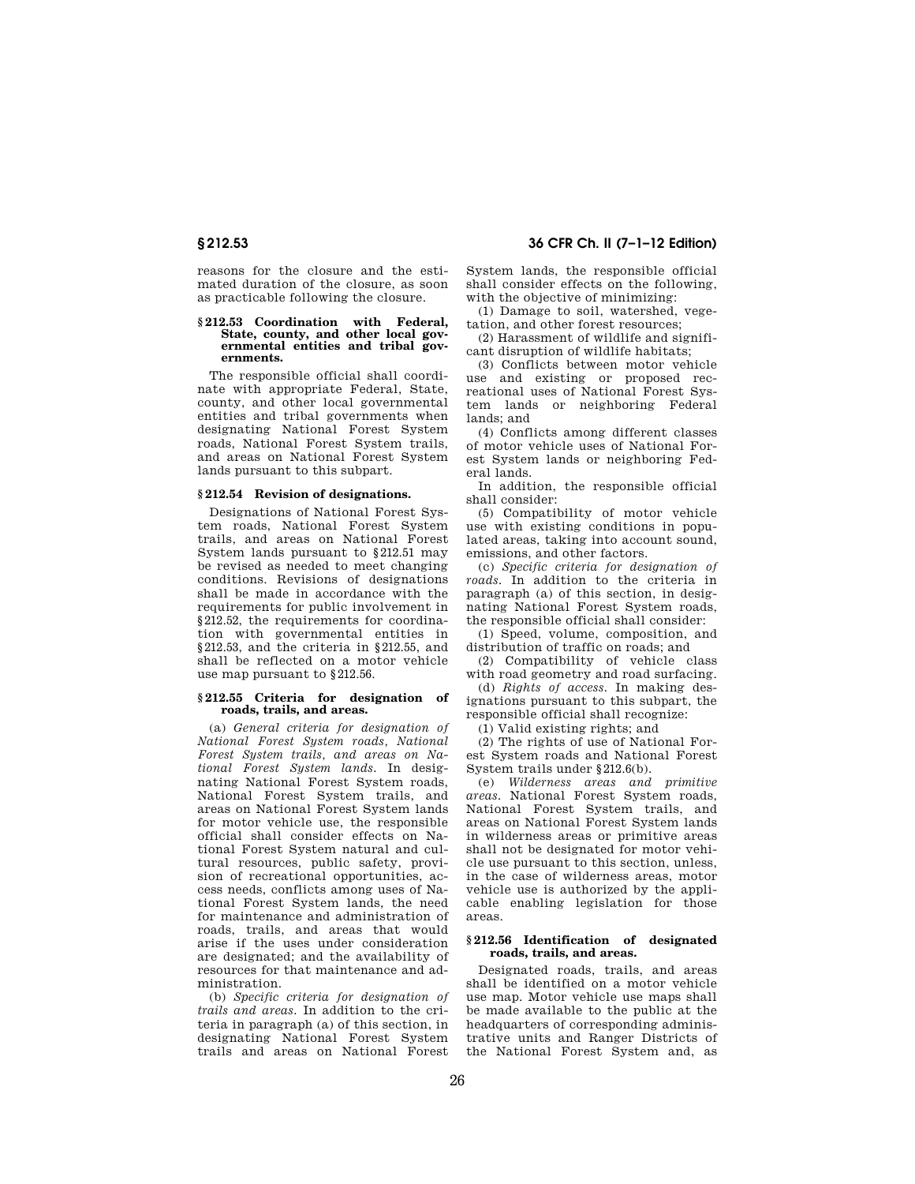reasons for the closure and the estimated duration of the closure, as soon as practicable following the closure.

### § 212.53 Coordination with Federal, State, county, and other local governmental entities and tribal governments.

The responsible official shall coordinate with appropriate Federal, State, county, and other local governmental entities and tribal governments when designating National Forest System roads, National Forest System trails, and areas on National Forest System lands pursuant to this subpart.

### § 212.54 Revision of designations.

Designations of National Forest System roads, National Forest System trails, and areas on National Forest System lands pursuant to § 212.51 may be revised as needed to meet changing conditions. Revisions of designations shall be made in accordance with the requirements for public involvement in § 212.52, the requirements for coordination with governmental entities in § 212.53, and the criteria in § 212.55, and shall be reflected on a motor vehicle use map pursuant to § 212.56.

### § 212.55 Criteria for designation of roads, trails, and areas.

(a) *General criteria for designation of National Forest System roads, National Forest System trails, and areas on National Forest System lands.* In designating National Forest System roads, National Forest System trails, and areas on National Forest System lands for motor vehicle use, the responsible official shall consider effects on National Forest System natural and cultural resources, public safety, provision of recreational opportunities, access needs, conflicts among uses of National Forest System lands, the need for maintenance and administration of roads, trails, and areas that would arise if the uses under consideration are designated; and the availability of resources for that maintenance and administration.

(b) *Specific criteria for designation of trails and areas.* In addition to the criteria in paragraph (a) of this section, in designating National Forest System trails and areas on National Forest System lands, the responsible official shall consider effects on the following, with the objective of minimizing:

(1) Damage to soil, watershed, vegetation, and other forest resources;

(2) Harassment of wildlife and significant disruption of wildlife habitats;

(3) Conflicts between motor vehicle use and existing or proposed recreational uses of National Forest System lands or neighboring Federal lands; and

(4) Conflicts among different classes of motor vehicle uses of National Forest System lands or neighboring Federal lands.

In addition, the responsible official shall consider:

(5) Compatibility of motor vehicle use with existing conditions in populated areas, taking into account sound, emissions, and other factors.

(c) *Specific criteria for designation of roads.* In addition to the criteria in paragraph (a) of this section, in designating National Forest System roads, the responsible official shall consider:

(1) Speed, volume, composition, and distribution of traffic on roads; and

(2) Compatibility of vehicle class with road geometry and road surfacing.

(d) *Rights of access.* In making designations pursuant to this subpart, the responsible official shall recognize:

(1) Valid existing rights; and

(2) The rights of use of National Forest System roads and National Forest System trails under § 212.6(b).

(e) *Wilderness areas and primitive areas.* National Forest System roads, National Forest System trails, and areas on National Forest System lands in wilderness areas or primitive areas shall not be designated for motor vehicle use pursuant to this section, unless, in the case of wilderness areas, motor vehicle use is authorized by the applicable enabling legislation for those areas.

### § 212.56 Identification of designated roads, trails, and areas.

Designated roads, trails, and areas shall be identified on a motor vehicle use map. Motor vehicle use maps shall be made available to the public at the headquarters of corresponding administrative units and Ranger Districts of the National Forest System and, as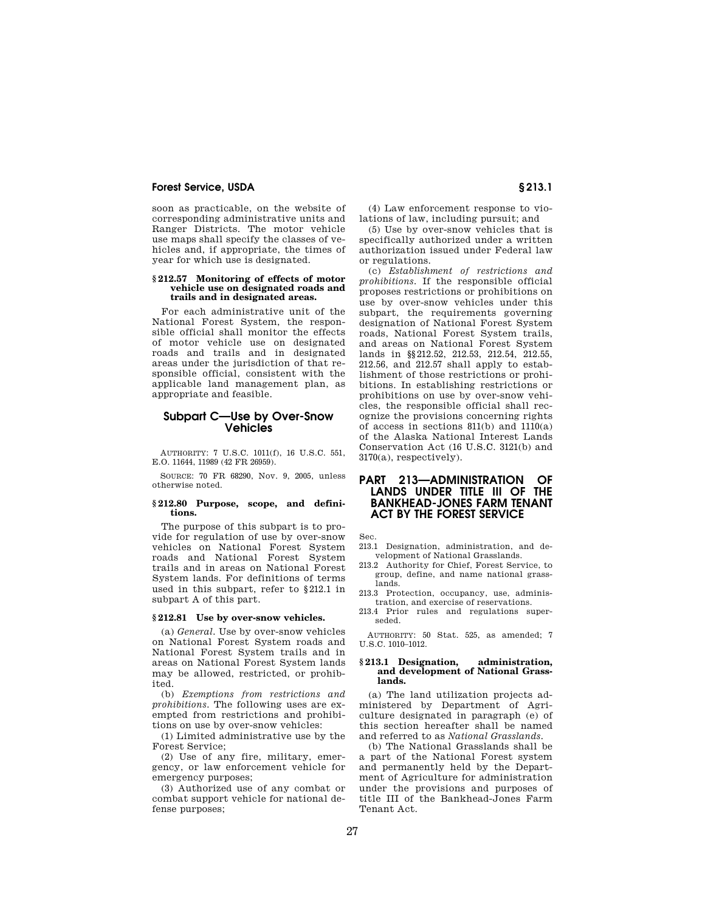soon as practicable, on the website of corresponding administrative units and Ranger Districts. The motor vehicle use maps shall specify the classes of vehicles and, if appropriate, the times of year for which use is designated.

**§ 212.57 Monitoring of effects of motor vehicle use on designated roads and trails and in designated areas.**

For each administrative unit of the National Forest System, the responsible official shall monitor the effects of motor vehicle use on designated roads and trails and in designated areas under the jurisdiction of that responsible official, consistent with the applicable land management plan, as appropriate and feasible.

## Subpart C—Use by Over-Snow Vehicles

AUTHORITY: 7 U.S.C. 1011(f), 16 U.S.C. 551, E.O. 11644, 11989 (42 FR 26959).

SOURCE: 70 FR 68290, Nov. 9, 2005, unless otherwise noted.

**§ 212.80 Purpose, scope, and definitions.**

The purpose of this subpart is to provide for regulation of use by over-snow vehicles on National Forest System roads and National Forest System trails and in areas on National Forest System lands. For definitions of terms used in this subpart, refer to § 212.1 in subpart A of this part.

**§ 212.81 Use by over-snow vehicles.**

(a) *General.* Use by over-snow vehicles on National Forest System roads and National Forest System trails and in areas on National Forest System lands may be allowed, restricted, or prohibited.

(b) *Exemptions from restrictions and prohibitions.* The following uses are exempted from restrictions and prohibitions on use by over-snow vehicles:

(1) Limited administrative use by the Forest Service;

(2) Use of any fire, military, emergency, or law enforcement vehicle for emergency purposes;

(3) Authorized use of any combat or combat support vehicle for national defense purposes;

(4) Law enforcement response to violations of law, including pursuit; and

(5) Use by over-snow vehicles that is specifically authorized under a written authorization issued under Federal law or regulations.

(c) *Establishment of restrictions and prohibitions.* If the responsible official proposes restrictions or prohibitions on use by over-snow vehicles under this subpart, the requirements governing designation of National Forest System roads, National Forest System trails, and areas on National Forest System lands in §§ 212.52, 212.53, 212.54, 212.55, 212.56, and 212.57 shall apply to establishment of those restrictions or prohibitions. In establishing restrictions or prohibitions on use by over-snow vehicles, the responsible official shall recognize the provisions concerning rights of access in sections 811(b) and 1110(a) of the Alaska National Interest Lands Conservation Act (16 U.S.C. 3121(b) and 3170(a), respectively).

# PART 213—ADMINISTRATION OF LANDS UNDER TITLE III OF THE BANKHEAD-JONES FARM TENANT ACT BY THE FOREST SERVICE

Sec.
213.1 Designation, administration, and development of National Grasslands.
213.2 Authority for Chief, Forest Service, to group, define, and name national grasslands.
213.3 Protection, occupancy, use, administration, and exercise of reservations.
213.4 Prior rules and regulations superseded.

AUTHORITY: 50 Stat. 525, as amended; 7 U.S.C. 1010–1012.

**§ 213.1 Designation, administration, and development of National Grasslands.**

(a) The land utilization projects administered by Department of Agriculture designated in paragraph (e) of this section hereafter shall be named and referred to as *National Grasslands*.

(b) The National Grasslands shall be a part of the National Forest system and permanently held by the Department of Agriculture for administration under the provisions and purposes of title III of the Bankhead-Jones Farm Tenant Act.